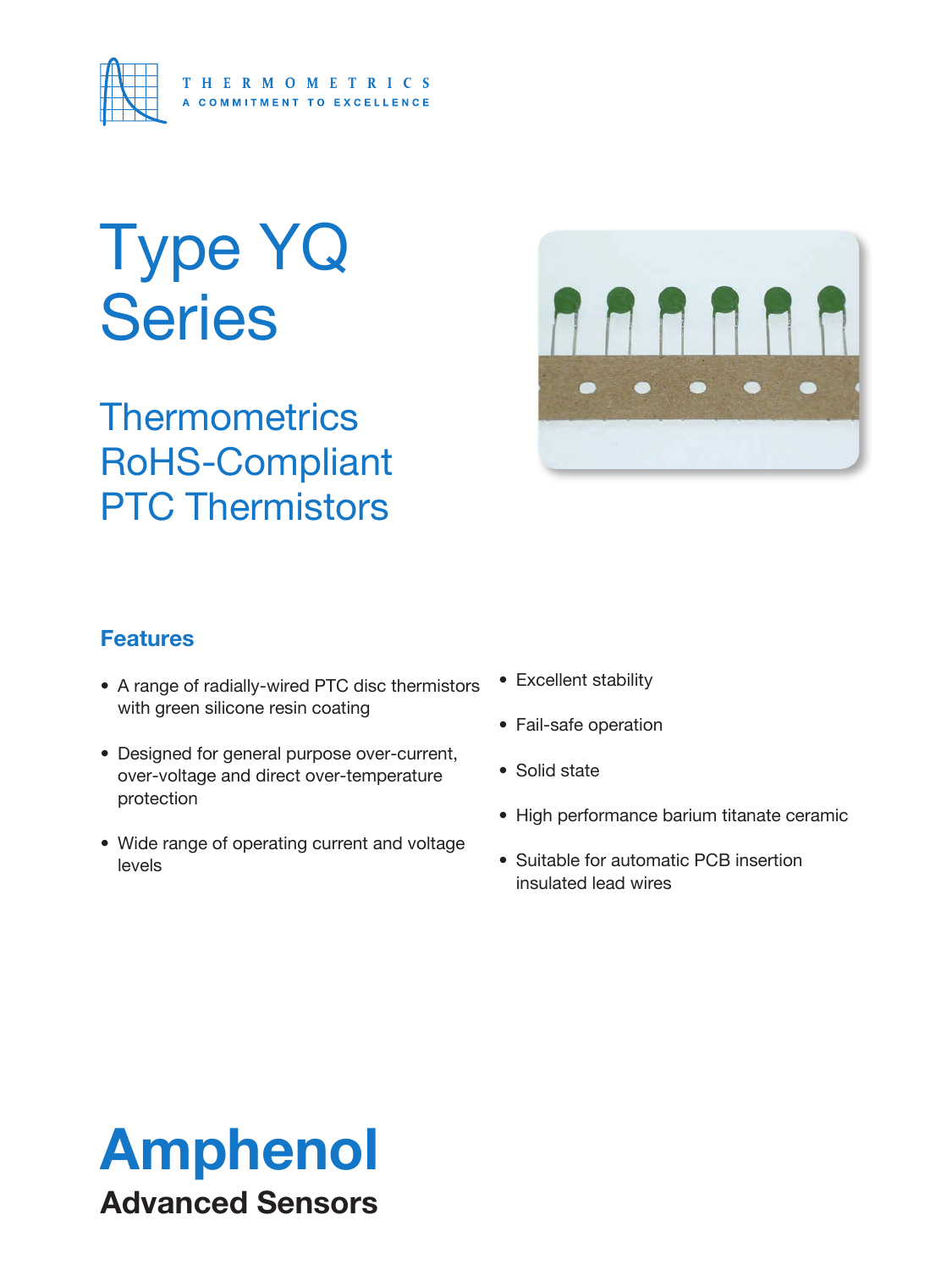THERMOMETRICS

A COMMITMENT TO EXCELLENCE

# Type YQ Series

## Thermometrics RoHS-Compliant PTC Thermistors

### Features

- A range of radially-wired PTC disc thermistors with green silicone resin coating
- Designed for general purpose over-current, over-voltage and direct over-temperature protection
- Wide range of operating current and voltage levels
- Excellent stability
- Fail-safe operation
- Solid state
- High performance barium titanate ceramic
- Suitable for automatic PCB insertion insulated lead wires

**Amphenol**

**Advanced Sensors**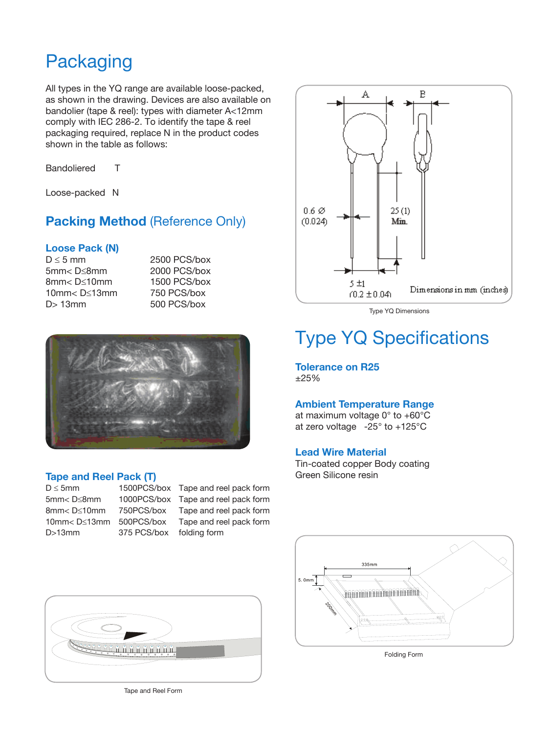# Packaging

All types in the YQ range are available loose-packed, as shown in the drawing. Devices are also available on bandolier (tape & reel): types with diameter A<12mm comply with IEC 286-2. To identify the tape & reel packaging required, replace N in the product codes shown in the table as follows:

| | |
|---|---|
| Bandoliered | T |
| Loose-packed | N |

## Packing Method (Reference Only)

### Loose Pack (N)

| | |
|---|---|
| D ≤ 5 mm | 2500 PCS/box |
| 5mm< D≤8mm | 2000 PCS/box |
| 8mm< D≤10mm | 1500 PCS/box |
| 10mm< D≤13mm | 750 PCS/box |
| D> 13mm | 500 PCS/box |

### Tape and Reel Pack (T)

| | | |
|---|---|---|
| D ≤ 5mm | 1500PCS/box | Tape and reel pack form |
| 5mm< D≤8mm | 1000PCS/box | Tape and reel pack form |
| 8mm< D≤10mm | 750PCS/box | Tape and reel pack form |
| 10mm< D≤13mm | 500PCS/box | Tape and reel pack form |
| D>13mm | 375 PCS/box | folding form |

Tape and Reel Form

A B

0.6 Ø (0.024)

25 (1) Min.

5 ±1 (0.2 ±0.04)

Dimensions in mm (inches)

Type YQ Dimensions

# Type YQ Specifications

### Tolerance on R25
±25%

### Ambient Temperature Range
at maximum voltage 0° to +60°C
at zero voltage -25° to +125°C

### Lead Wire Material
Tin-coated copper Body coating
Green Silicone resin

335mm

5. 0mm

200mm

Folding Form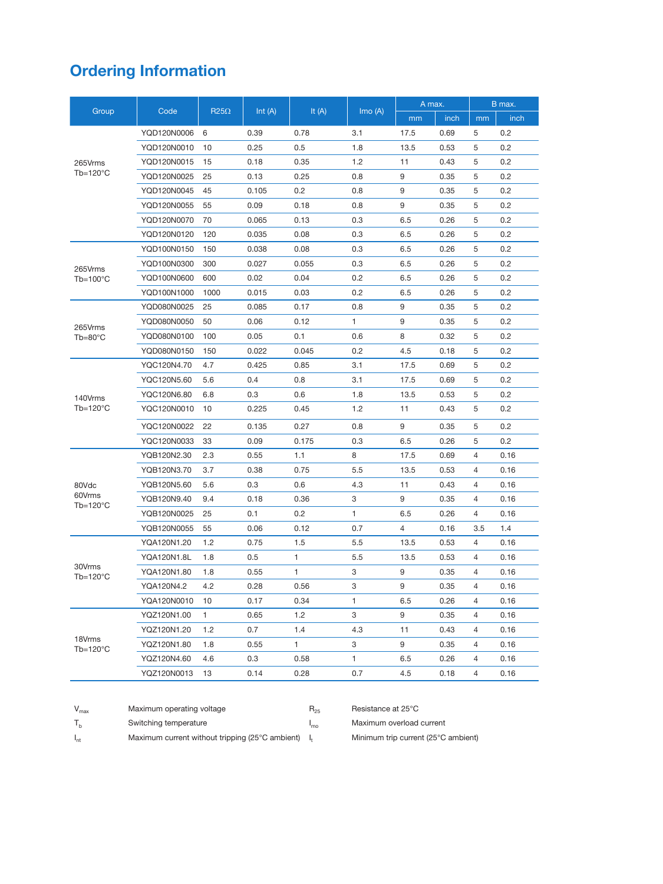## Ordering Information

| Group | Code | R25Ω | Int (A) | It (A) | Imo (A) | A max. | | B max. | |
|---|---|---|---|---|---|---|---|---|---|
| | | | | | | mm | inch | mm | inch |
| 265Vrms Tb=120°C | YQD120N0006 | 6 | 0.39 | 0.78 | 3.1 | 17.5 | 0.69 | 5 | 0.2 |
| | YQD120N0010 | 10 | 0.25 | 0.5 | 1.8 | 13.5 | 0.53 | 5 | 0.2 |
| | YQD120N0015 | 15 | 0.18 | 0.35 | 1.2 | 11 | 0.43 | 5 | 0.2 |
| | YQD120N0025 | 25 | 0.13 | 0.25 | 0.8 | 9 | 0.35 | 5 | 0.2 |
| | YQD120N0045 | 45 | 0.105 | 0.2 | 0.8 | 9 | 0.35 | 5 | 0.2 |
| | YQD120N0055 | 55 | 0.09 | 0.18 | 0.8 | 9 | 0.35 | 5 | 0.2 |
| | YQD120N0070 | 70 | 0.065 | 0.13 | 0.3 | 6.5 | 0.26 | 5 | 0.2 |
| | YQD120N0120 | 120 | 0.035 | 0.08 | 0.3 | 6.5 | 0.26 | 5 | 0.2 |
| 265Vrms Tb=100°C | YQD100N0150 | 150 | 0.038 | 0.08 | 0.3 | 6.5 | 0.26 | 5 | 0.2 |
| | YQD100N0300 | 300 | 0.027 | 0.055 | 0.3 | 6.5 | 0.26 | 5 | 0.2 |
| | YQD100N0600 | 600 | 0.02 | 0.04 | 0.2 | 6.5 | 0.26 | 5 | 0.2 |
| | YQD100N1000 | 1000 | 0.015 | 0.03 | 0.2 | 6.5 | 0.26 | 5 | 0.2 |
| 265Vrms Tb=80°C | YQD080N0025 | 25 | 0.085 | 0.17 | 0.8 | 9 | 0.35 | 5 | 0.2 |
| | YQD080N0050 | 50 | 0.06 | 0.12 | 1 | 9 | 0.35 | 5 | 0.2 |
| | YQD080N0100 | 100 | 0.05 | 0.1 | 0.6 | 8 | 0.32 | 5 | 0.2 |
| | YQD080N0150 | 150 | 0.022 | 0.045 | 0.2 | 4.5 | 0.18 | 5 | 0.2 |
| 140Vrms Tb=120°C | YQC120N4.70 | 4.7 | 0.425 | 0.85 | 3.1 | 17.5 | 0.69 | 5 | 0.2 |
| | YQC120N5.60 | 5.6 | 0.4 | 0.8 | 3.1 | 17.5 | 0.69 | 5 | 0.2 |
| | YQC120N6.80 | 6.8 | 0.3 | 0.6 | 1.8 | 13.5 | 0.53 | 5 | 0.2 |
| | YQC120N0010 | 10 | 0.225 | 0.45 | 1.2 | 11 | 0.43 | 5 | 0.2 |
| | YQC120N0022 | 22 | 0.135 | 0.27 | 0.8 | 9 | 0.35 | 5 | 0.2 |
| | YQC120N0033 | 33 | 0.09 | 0.175 | 0.3 | 6.5 | 0.26 | 5 | 0.2 |
| 80Vdc 60Vrms Tb=120°C | YQB120N2.30 | 2.3 | 0.55 | 1.1 | 8 | 17.5 | 0.69 | 4 | 0.16 |
| | YQB120N3.70 | 3.7 | 0.38 | 0.75 | 5.5 | 13.5 | 0.53 | 4 | 0.16 |
| | YQB120N5.60 | 5.6 | 0.3 | 0.6 | 4.3 | 11 | 0.43 | 4 | 0.16 |
| | YQB120N9.40 | 9.4 | 0.18 | 0.36 | 3 | 9 | 0.35 | 4 | 0.16 |
| | YQB120N0025 | 25 | 0.1 | 0.2 | 1 | 6.5 | 0.26 | 4 | 0.16 |
| | YQB120N0055 | 55 | 0.06 | 0.12 | 0.7 | 4 | 0.16 | 3.5 | 1.4 |
| 30Vrms Tb=120°C | YQA120N1.20 | 1.2 | 0.75 | 1.5 | 5.5 | 13.5 | 0.53 | 4 | 0.16 |
| | YQA120N1.8L | 1.8 | 0.5 | 1 | 5.5 | 13.5 | 0.53 | 4 | 0.16 |
| | YQA120N1.80 | 1.8 | 0.55 | 1 | 3 | 9 | 0.35 | 4 | 0.16 |
| | YQA120N4.2 | 4.2 | 0.28 | 0.56 | 3 | 9 | 0.35 | 4 | 0.16 |
| | YQA120N0010 | 10 | 0.17 | 0.34 | 1 | 6.5 | 0.26 | 4 | 0.16 |
| 18Vrms Tb=120°C | YQZ120N1.00 | 1 | 0.65 | 1.2 | 3 | 9 | 0.35 | 4 | 0.16 |
| | YQZ120N1.20 | 1.2 | 0.7 | 1.4 | 4.3 | 11 | 0.43 | 4 | 0.16 |
| | YQZ120N1.80 | 1.8 | 0.55 | 1 | 3 | 9 | 0.35 | 4 | 0.16 |
| | YQZ120N4.60 | 4.6 | 0.3 | 0.58 | 1 | 6.5 | 0.26 | 4 | 0.16 |
| | YQZ120N0013 | 13 | 0.14 | 0.28 | 0.7 | 4.5 | 0.18 | 4 | 0.16 |

$V_{max}$ Maximum operating voltage

$T_b$ Switching temperature

$I_{nt}$ Maximum current without tripping (25°C ambient)

$R_{25}$ Resistance at 25°C

$I_{mo}$ Maximum overload current

$I_t$ Minimum trip current (25°C ambient)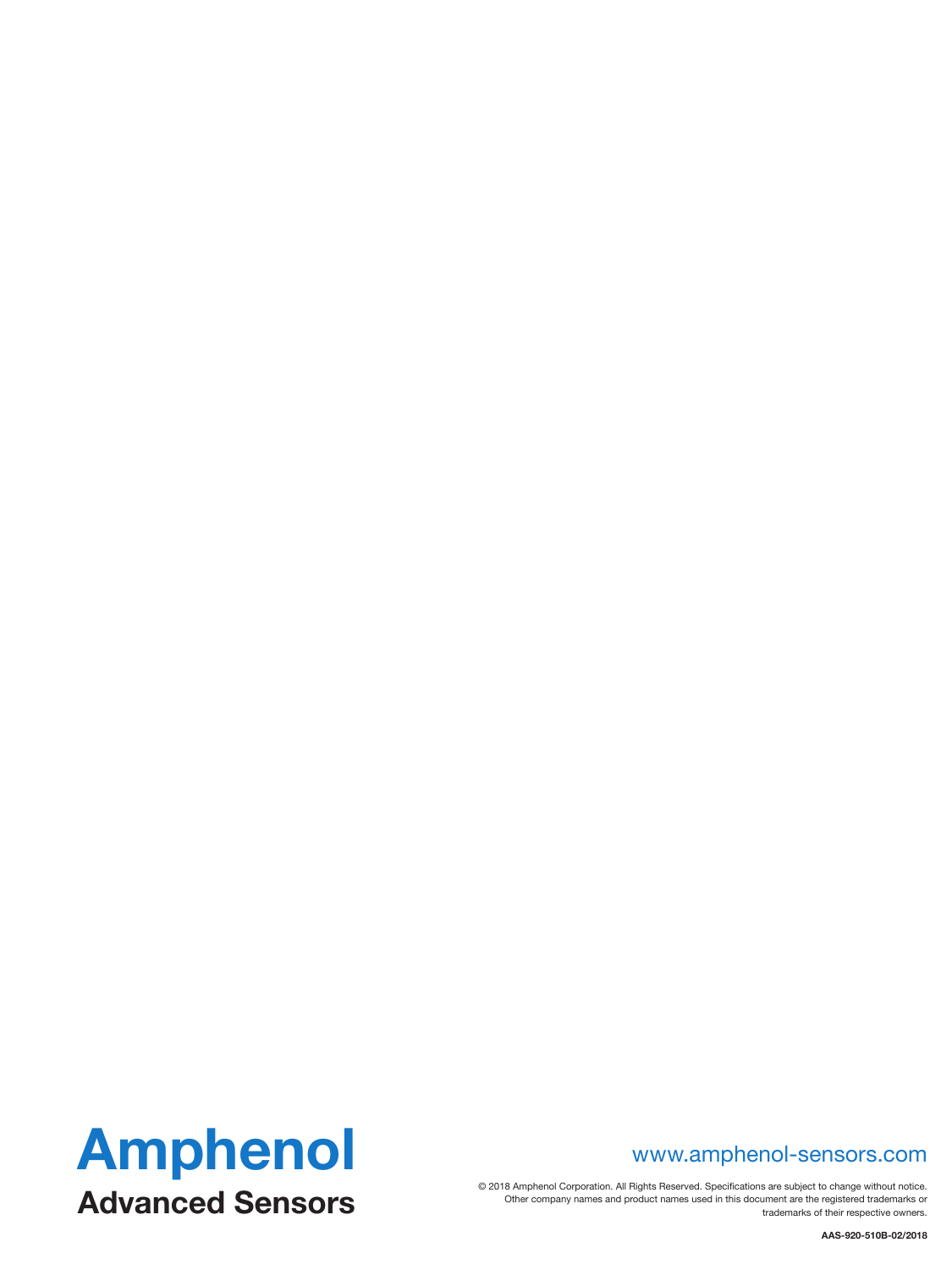**Amphenol**

**Advanced Sensors**

www.amphenol-sensors.com

© 2018 Amphenol Corporation. All Rights Reserved. Specifications are subject to change without notice. Other company names and product names used in this document are the registered trademarks or trademarks of their respective owners.

**AAS-920-510B-02/2018**